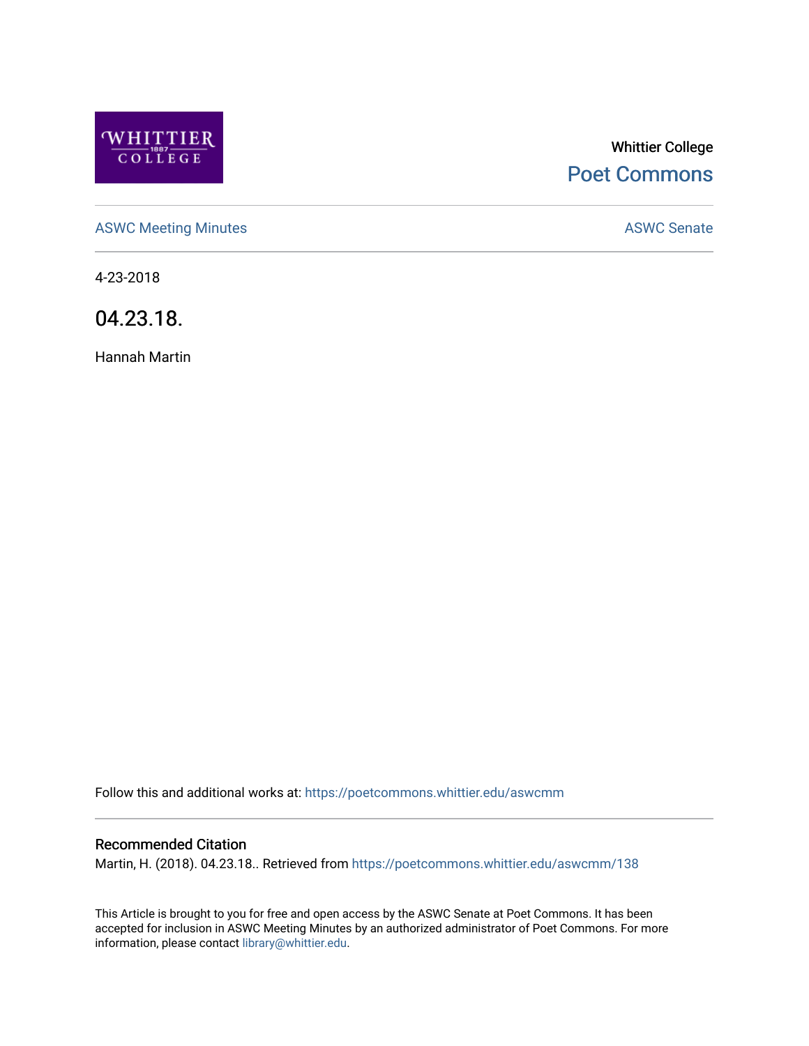Whittier College

Poet Commons

ASWC Meeting Minutes

ASWC Senate

4-23-2018

# 04.23.18.

Hannah Martin

Follow this and additional works at: https://poetcommons.whittier.edu/aswcmm

## Recommended Citation

Martin, H. (2018). 04.23.18.. Retrieved from https://poetcommons.whittier.edu/aswcmm/138

This Article is brought to you for free and open access by the ASWC Senate at Poet Commons. It has been accepted for inclusion in ASWC Meeting Minutes by an authorized administrator of Poet Commons. For more information, please contact library@whittier.edu.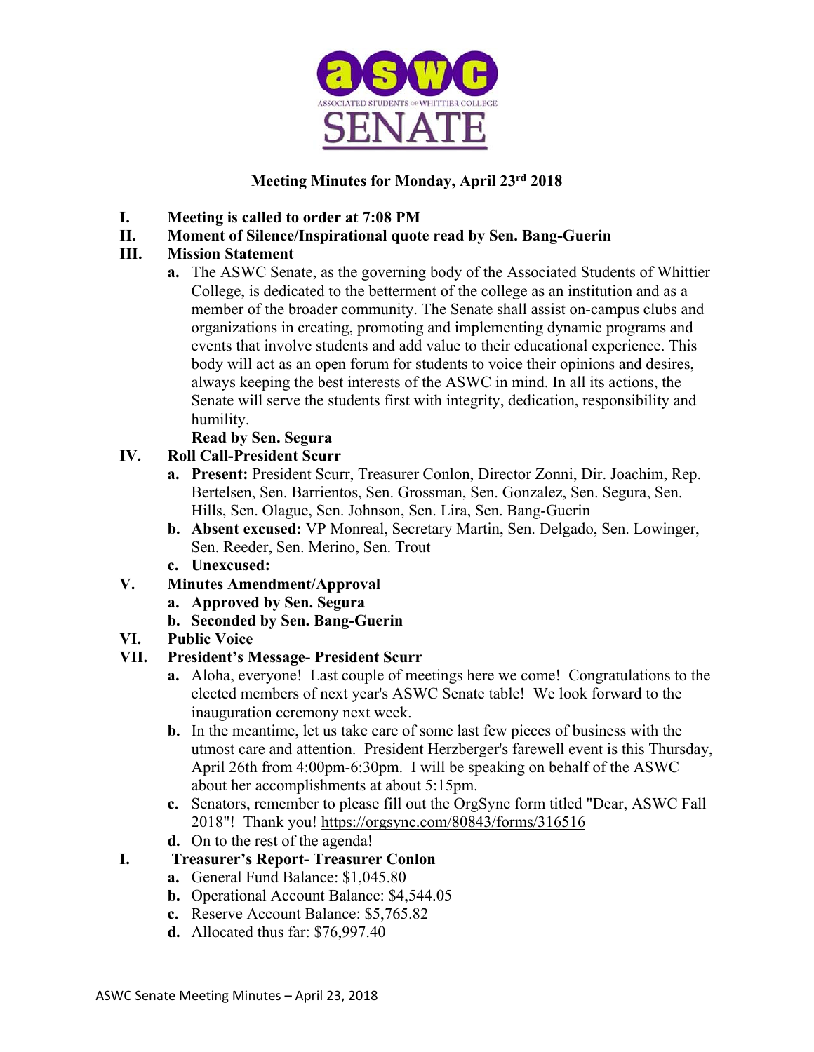**Meeting Minutes for Monday, April 23rd 2018**

I. **Meeting is called to order at 7:08 PM**

II. **Moment of Silence/Inspirational quote read by Sen. Bang-Guerin**

III. **Mission Statement**

  a. The ASWC Senate, as the governing body of the Associated Students of Whittier College, is dedicated to the betterment of the college as an institution and as a member of the broader community. The Senate shall assist on-campus clubs and organizations in creating, promoting and implementing dynamic programs and events that involve students and add value to their educational experience. This body will act as an open forum for students to voice their opinions and desires, always keeping the best interests of the ASWC in mind. In all its actions, the Senate will serve the students first with integrity, dedication, responsibility and humility.

  **Read by Sen. Segura**

IV. **Roll Call-President Scurr**

  a. **Present:** President Scurr, Treasurer Conlon, Director Zonni, Dir. Joachim, Rep. Bertelsen, Sen. Barrientos, Sen. Grossman, Sen. Gonzalez, Sen. Segura, Sen. Hills, Sen. Olague, Sen. Johnson, Sen. Lira, Sen. Bang-Guerin

  b. **Absent excused:** VP Monreal, Secretary Martin, Sen. Delgado, Sen. Lowinger, Sen. Reeder, Sen. Merino, Sen. Trout

  c. **Unexcused:**

V. **Minutes Amendment/Approval**

  a. **Approved by Sen. Segura**

  b. **Seconded by Sen. Bang-Guerin**

VI. **Public Voice**

VII. **President's Message- President Scurr**

  a. Aloha, everyone! Last couple of meetings here we come! Congratulations to the elected members of next year's ASWC Senate table! We look forward to the inauguration ceremony next week.

  b. In the meantime, let us take care of some last few pieces of business with the utmost care and attention. President Herzberger's farewell event is this Thursday, April 26th from 4:00pm-6:30pm. I will be speaking on behalf of the ASWC about her accomplishments at about 5:15pm.

  c. Senators, remember to please fill out the OrgSync form titled "Dear, ASWC Fall 2018"! Thank you! https://orgsync.com/80843/forms/316516

  d. On to the rest of the agenda!

I. **Treasurer's Report- Treasurer Conlon**

  a. General Fund Balance: $1,045.80

  b. Operational Account Balance: $4,544.05

  c. Reserve Account Balance: $5,765.82

  d. Allocated thus far: $76,997.40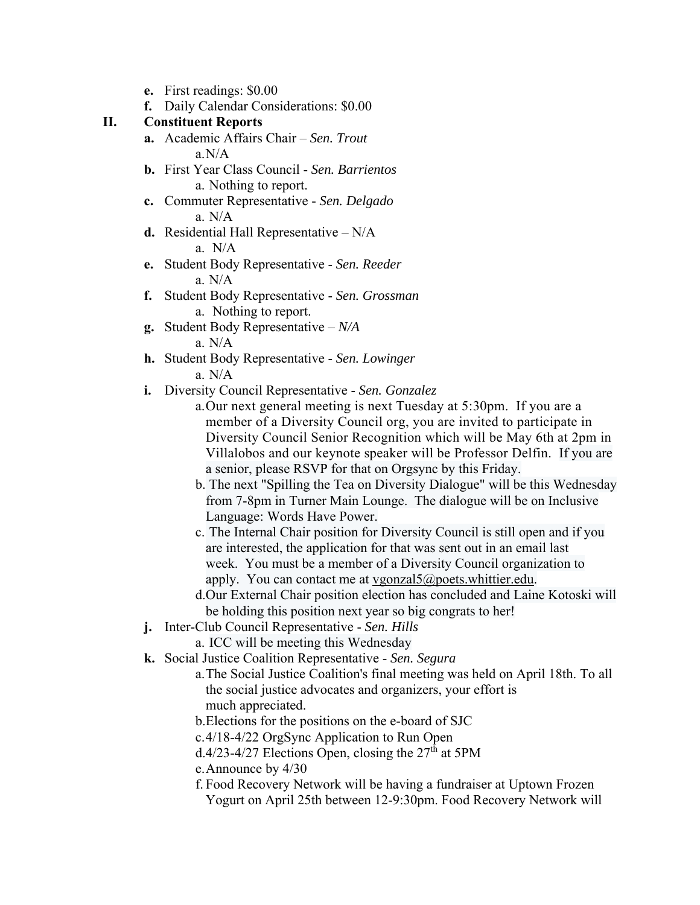- **e.** First readings: $0.00
- **f.** Daily Calendar Considerations: $0.00

**II. Constituent Reports**

- **a.** Academic Affairs Chair – *Sen. Trout*
  - a. N/A
- **b.** First Year Class Council - *Sen. Barrientos*
  - a. Nothing to report.
- **c.** Commuter Representative - *Sen. Delgado*
  - a. N/A
- **d.** Residential Hall Representative – N/A
  - a. N/A
- **e.** Student Body Representative - *Sen. Reeder*
  - a. N/A
- **f.** Student Body Representative - *Sen. Grossman*
  - a. Nothing to report.
- **g.** Student Body Representative – *N/A*
  - a. N/A
- **h.** Student Body Representative - *Sen. Lowinger*
  - a. N/A
- **i.** Diversity Council Representative - *Sen. Gonzalez*
  - a. Our next general meeting is next Tuesday at 5:30pm. If you are a member of a Diversity Council org, you are invited to participate in Diversity Council Senior Recognition which will be May 6th at 2pm in Villalobos and our keynote speaker will be Professor Delfin. If you are a senior, please RSVP for that on Orgsync by this Friday.
  - b. The next "Spilling the Tea on Diversity Dialogue" will be this Wednesday from 7-8pm in Turner Main Lounge. The dialogue will be on Inclusive Language: Words Have Power.
  - c. The Internal Chair position for Diversity Council is still open and if you are interested, the application for that was sent out in an email last week. You must be a member of a Diversity Council organization to apply. You can contact me at vgonzal5@poets.whittier.edu.
  - d. Our External Chair position election has concluded and Laine Kotoski will be holding this position next year so big congrats to her!
- **j.** Inter-Club Council Representative - *Sen. Hills*
  - a. ICC will be meeting this Wednesday
- **k.** Social Justice Coalition Representative - *Sen. Segura*
  - a. The Social Justice Coalition's final meeting was held on April 18th. To all the social justice advocates and organizers, your effort is much appreciated.
  - b. Elections for the positions on the e-board of SJC
  - c. 4/18-4/22 OrgSync Application to Run Open
  - d. 4/23-4/27 Elections Open, closing the 27th at 5PM
  - e. Announce by 4/30
  - f. Food Recovery Network will be having a fundraiser at Uptown Frozen Yogurt on April 25th between 12-9:30pm. Food Recovery Network will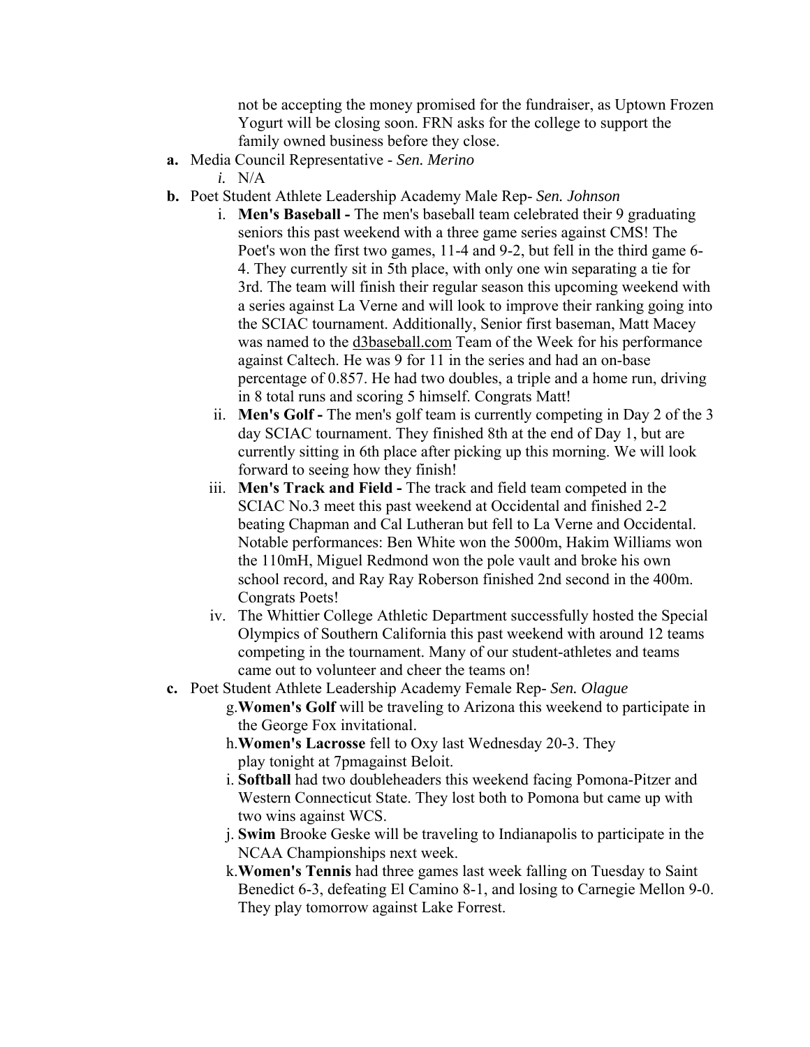not be accepting the money promised for the fundraiser, as Uptown Frozen Yogurt will be closing soon. FRN asks for the college to support the family owned business before they close.

**a.** Media Council Representative - *Sen. Merino*

  *i.* N/A

**b.** Poet Student Athlete Leadership Academy Male Rep- *Sen. Johnson*

  i. **Men's Baseball -** The men's baseball team celebrated their 9 graduating seniors this past weekend with a three game series against CMS! The Poet's won the first two games, 11-4 and 9-2, but fell in the third game 6-4. They currently sit in 5th place, with only one win separating a tie for 3rd. The team will finish their regular season this upcoming weekend with a series against La Verne and will look to improve their ranking going into the SCIAC tournament. Additionally, Senior first baseman, Matt Macey was named to the d3baseball.com Team of the Week for his performance against Caltech. He was 9 for 11 in the series and had an on-base percentage of 0.857. He had two doubles, a triple and a home run, driving in 8 total runs and scoring 5 himself. Congrats Matt!

  ii. **Men's Golf -** The men's golf team is currently competing in Day 2 of the 3 day SCIAC tournament. They finished 8th at the end of Day 1, but are currently sitting in 6th place after picking up this morning. We will look forward to seeing how they finish!

  iii. **Men's Track and Field -** The track and field team competed in the SCIAC No.3 meet this past weekend at Occidental and finished 2-2 beating Chapman and Cal Lutheran but fell to La Verne and Occidental. Notable performances: Ben White won the 5000m, Hakim Williams won the 110mH, Miguel Redmond won the pole vault and broke his own school record, and Ray Ray Roberson finished 2nd second in the 400m. Congrats Poets!

  iv. The Whittier College Athletic Department successfully hosted the Special Olympics of Southern California this past weekend with around 12 teams competing in the tournament. Many of our student-athletes and teams came out to volunteer and cheer the teams on!

**c.** Poet Student Athlete Leadership Academy Female Rep- *Sen. Olague*

  g. **Women's Golf** will be traveling to Arizona this weekend to participate in the George Fox invitational.

  h. **Women's Lacrosse** fell to Oxy last Wednesday 20-3. They play tonight at 7pmagainst Beloit.

  i. **Softball** had two doubleheaders this weekend facing Pomona-Pitzer and Western Connecticut State. They lost both to Pomona but came up with two wins against WCS.

  j. **Swim** Brooke Geske will be traveling to Indianapolis to participate in the NCAA Championships next week.

  k. **Women's Tennis** had three games last week falling on Tuesday to Saint Benedict 6-3, defeating El Camino 8-1, and losing to Carnegie Mellon 9-0. They play tomorrow against Lake Forrest.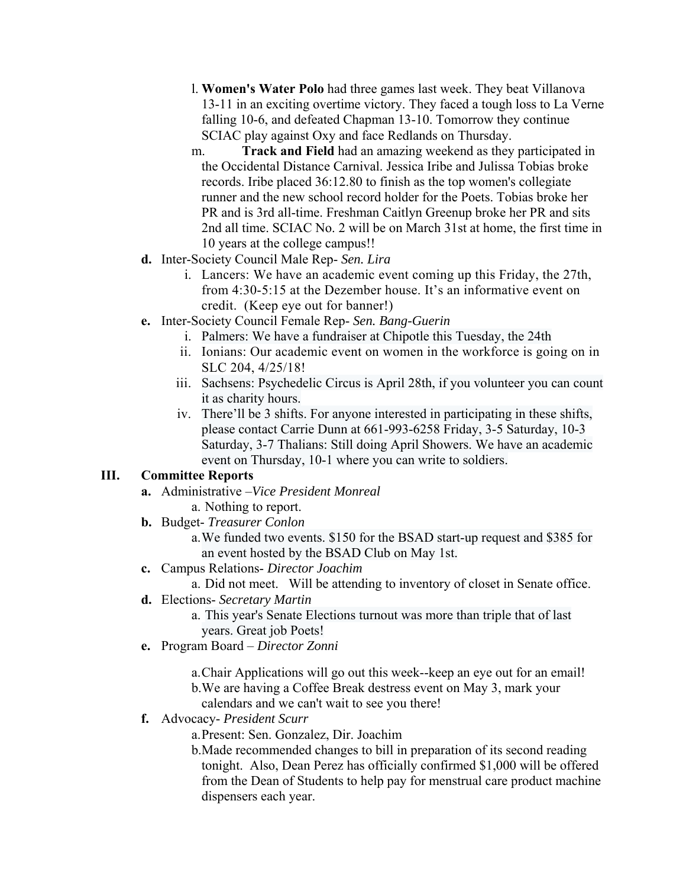l. **Women's Water Polo** had three games last week. They beat Villanova 13-11 in an exciting overtime victory. They faced a tough loss to La Verne falling 10-6, and defeated Chapman 13-10. Tomorrow they continue SCIAC play against Oxy and face Redlands on Thursday.

m. **Track and Field** had an amazing weekend as they participated in the Occidental Distance Carnival. Jessica Iribe and Julissa Tobias broke records. Iribe placed 36:12.80 to finish as the top women's collegiate runner and the new school record holder for the Poets. Tobias broke her PR and is 3rd all-time. Freshman Caitlyn Greenup broke her PR and sits 2nd all time. SCIAC No. 2 will be on March 31st at home, the first time in 10 years at the college campus!!

**d.** Inter-Society Council Male Rep- *Sen. Lira*

i. Lancers: We have an academic event coming up this Friday, the 27th, from 4:30-5:15 at the Dezember house. It's an informative event on credit. (Keep eye out for banner!)

**e.** Inter-Society Council Female Rep- *Sen. Bang-Guerin*

i. Palmers: We have a fundraiser at Chipotle this Tuesday, the 24th

ii. Ionians: Our academic event on women in the workforce is going on in SLC 204, 4/25/18!

iii. Sachsens: Psychedelic Circus is April 28th, if you volunteer you can count it as charity hours.

iv. There'll be 3 shifts. For anyone interested in participating in these shifts, please contact Carrie Dunn at 661-993-6258 Friday, 3-5 Saturday, 10-3 Saturday, 3-7 Thalians: Still doing April Showers. We have an academic event on Thursday, 10-1 where you can write to soldiers.

## III. Committee Reports

**a.** Administrative –*Vice President Monreal*

a. Nothing to report.

**b.** Budget- *Treasurer Conlon*

a. We funded two events. $150 for the BSAD start-up request and $385 for an event hosted by the BSAD Club on May 1st.

**c.** Campus Relations- *Director Joachim*

a. Did not meet. Will be attending to inventory of closet in Senate office.

**d.** Elections- *Secretary Martin*

a. This year's Senate Elections turnout was more than triple that of last years. Great job Poets!

**e.** Program Board – *Director Zonni*

a. Chair Applications will go out this week--keep an eye out for an email!

b. We are having a Coffee Break destress event on May 3, mark your calendars and we can't wait to see you there!

**f.** Advocacy- *President Scurr*

a. Present: Sen. Gonzalez, Dir. Joachim

b. Made recommended changes to bill in preparation of its second reading tonight. Also, Dean Perez has officially confirmed $1,000 will be offered from the Dean of Students to help pay for menstrual care product machine dispensers each year.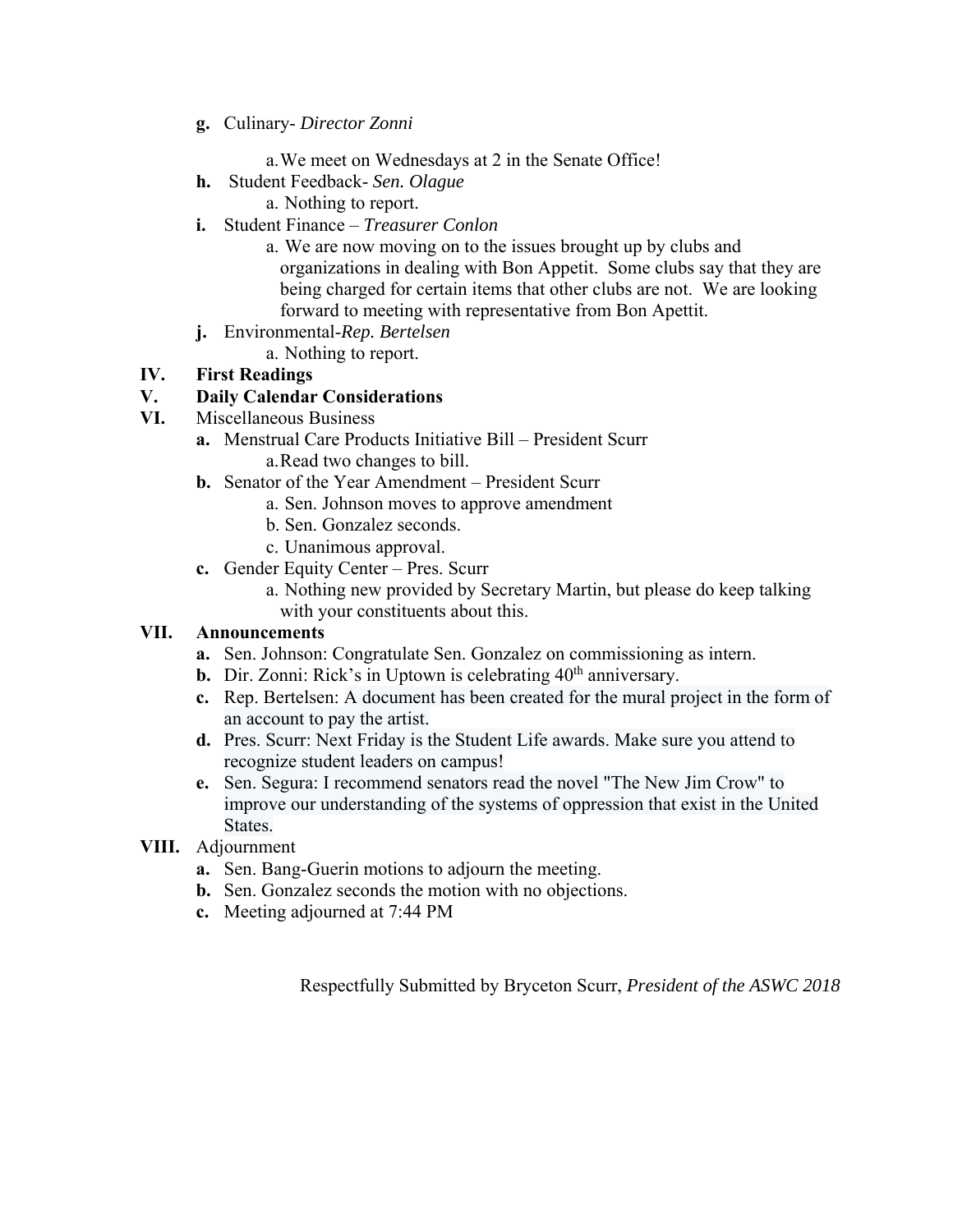**g.** Culinary- *Director Zonni*

   a. We meet on Wednesdays at 2 in the Senate Office!

**h.** Student Feedback- *Sen. Olague*

   a. Nothing to report.

**i.** Student Finance – *Treasurer Conlon*

   a. We are now moving on to the issues brought up by clubs and organizations in dealing with Bon Appetit. Some clubs say that they are being charged for certain items that other clubs are not. We are looking forward to meeting with representative from Bon Apettit.

**j.** Environmental-*Rep. Bertelsen*

   a. Nothing to report.

**IV. First Readings**

**V. Daily Calendar Considerations**

**VI.** Miscellaneous Business

**a.** Menstrual Care Products Initiative Bill – President Scurr

   a. Read two changes to bill.

**b.** Senator of the Year Amendment – President Scurr

   a. Sen. Johnson moves to approve amendment

   b. Sen. Gonzalez seconds.

   c. Unanimous approval.

**c.** Gender Equity Center – Pres. Scurr

   a. Nothing new provided by Secretary Martin, but please do keep talking with your constituents about this.

**VII. Announcements**

**a.** Sen. Johnson: Congratulate Sen. Gonzalez on commissioning as intern.

**b.** Dir. Zonni: Rick's in Uptown is celebrating 40th anniversary.

**c.** Rep. Bertelsen: A document has been created for the mural project in the form of an account to pay the artist.

**d.** Pres. Scurr: Next Friday is the Student Life awards. Make sure you attend to recognize student leaders on campus!

**e.** Sen. Segura: I recommend senators read the novel "The New Jim Crow" to improve our understanding of the systems of oppression that exist in the United States.

**VIII.** Adjournment

**a.** Sen. Bang-Guerin motions to adjourn the meeting.

**b.** Sen. Gonzalez seconds the motion with no objections.

**c.** Meeting adjourned at 7:44 PM

Respectfully Submitted by Bryceton Scurr, *President of the ASWC 2018*